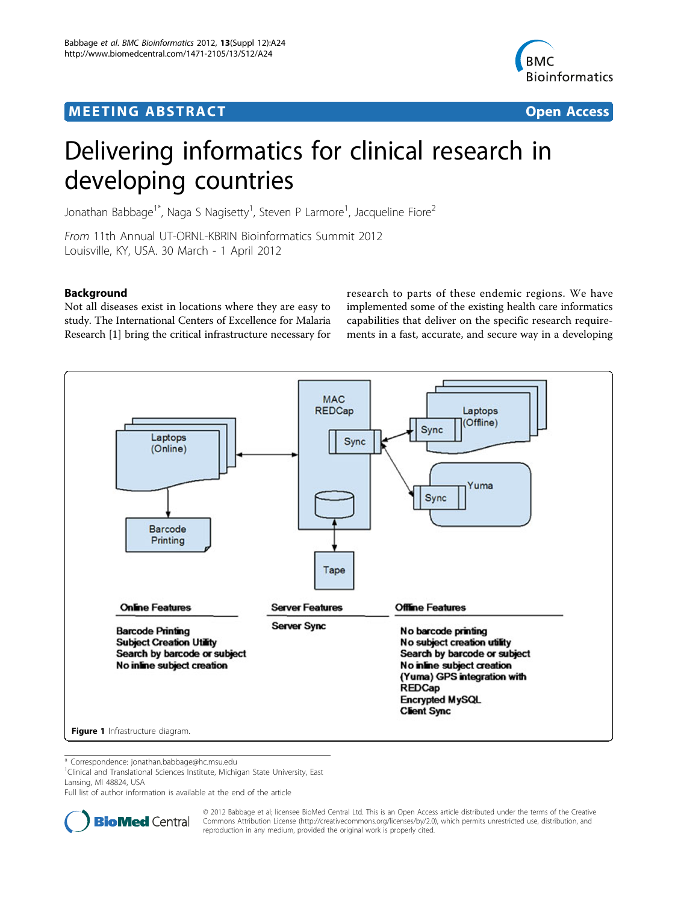MEETING ABSTRACT

Open Access

# Delivering informatics for clinical research in developing countries

Jonathan Babbage[1*], Naga S Nagisetty[1], Steven P Larmore[1], Jacqueline Fiore[2]

*From* 11th Annual UT-ORNL-KBRIN Bioinformatics Summit 2012
Louisville, KY, USA. 30 March - 1 April 2012

## Background

Not all diseases exist in locations where they are easy to study. The International Centers of Excellence for Malaria Research [1] bring the critical infrastructure necessary for research to parts of these endemic regions. We have implemented some of the existing health care informatics capabilities that deliver on the specific research requirements in a fast, accurate, and secure way in a developing

| Online Features | Server Features | Offline Features |
| --- | --- | --- |
| Barcode Printing | Server Sync | No barcode printing |
| Subject Creation Utility | | No subject creation utility |
| Search by barcode or subject | | Search by barcode or subject |
| No inline subject creation | | No inline subject creation |
| | | (Yuma) GPS integration with REDCap |
| | | Encrypted MySQL |
| | | Client Sync |

**Figure 1** Infrastructure diagram.

* Correspondence: jonathan.babbage@hc.msu.edu
[1]Clinical and Translational Sciences Institute, Michigan State University, East Lansing, MI 48824, USA
Full list of author information is available at the end of the article

© 2012 Babbage et al; licensee BioMed Central Ltd. This is an Open Access article distributed under the terms of the Creative Commons Attribution License (http://creativecommons.org/licenses/by/2.0), which permits unrestricted use, distribution, and reproduction in any medium, provided the original work is properly cited.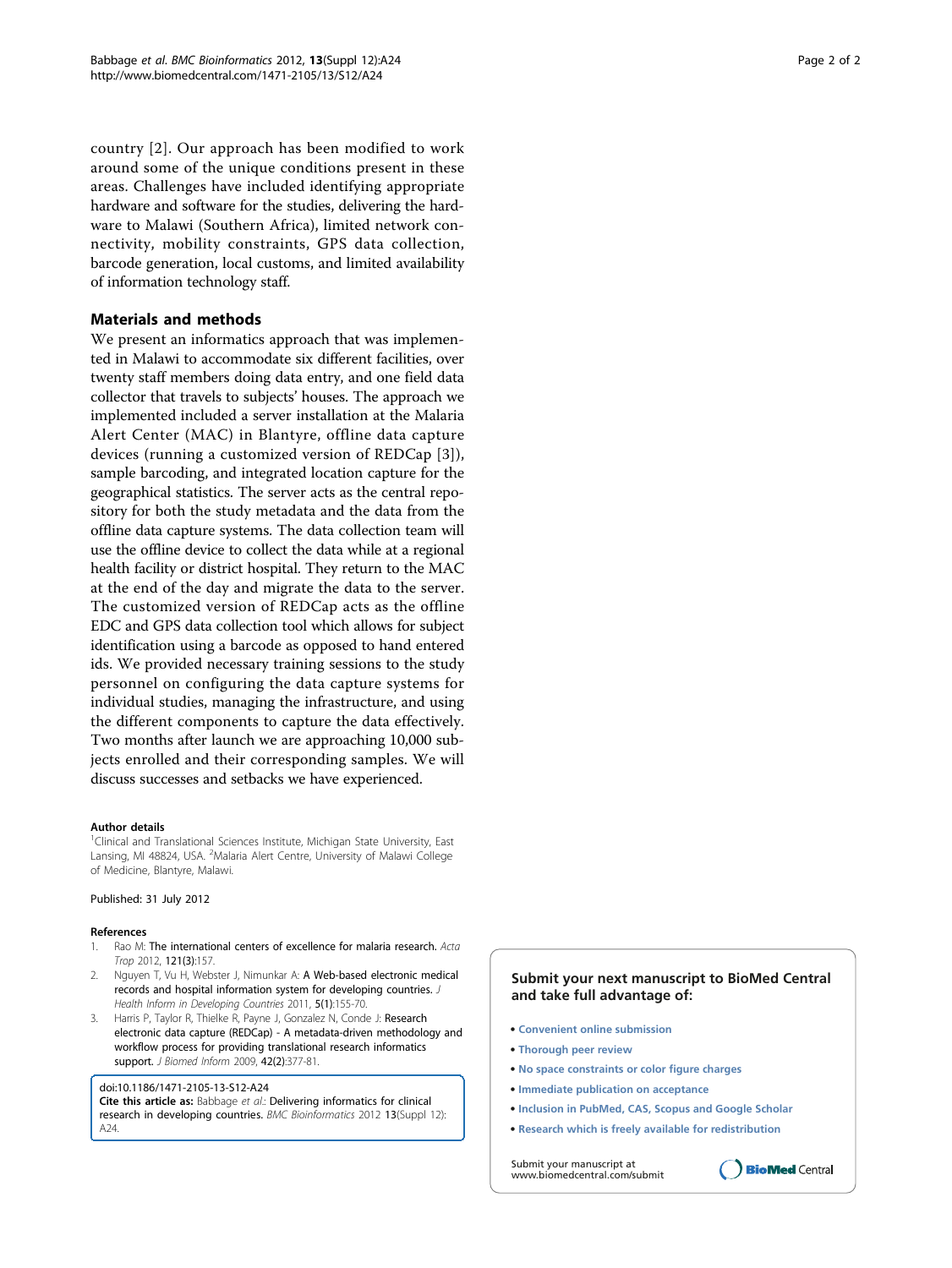country [2]. Our approach has been modified to work around some of the unique conditions present in these areas. Challenges have included identifying appropriate hardware and software for the studies, delivering the hardware to Malawi (Southern Africa), limited network connectivity, mobility constraints, GPS data collection, barcode generation, local customs, and limited availability of information technology staff.

## Materials and methods

We present an informatics approach that was implemented in Malawi to accommodate six different facilities, over twenty staff members doing data entry, and one field data collector that travels to subjects' houses. The approach we implemented included a server installation at the Malaria Alert Center (MAC) in Blantyre, offline data capture devices (running a customized version of REDCap [3]), sample barcoding, and integrated location capture for the geographical statistics. The server acts as the central repository for both the study metadata and the data from the offline data capture systems. The data collection team will use the offline device to collect the data while at a regional health facility or district hospital. They return to the MAC at the end of the day and migrate the data to the server. The customized version of REDCap acts as the offline EDC and GPS data collection tool which allows for subject identification using a barcode as opposed to hand entered ids. We provided necessary training sessions to the study personnel on configuring the data capture systems for individual studies, managing the infrastructure, and using the different components to capture the data effectively. Two months after launch we are approaching 10,000 subjects enrolled and their corresponding samples. We will discuss successes and setbacks we have experienced.

### Author details

[1]Clinical and Translational Sciences Institute, Michigan State University, East Lansing, MI 48824, USA. [2]Malaria Alert Centre, University of Malawi College of Medicine, Blantyre, Malawi.

Published: 31 July 2012

### References

1. Rao M: **The international centers of excellence for malaria research.** *Acta Trop* 2012, **121(3)**:157.
2. Nguyen T, Vu H, Webster J, Nimunkar A: **A Web-based electronic medical records and hospital information system for developing countries.** *J Health Inform in Developing Countries* 2011, **5(1)**:155-70.
3. Harris P, Taylor R, Thielke R, Payne J, Gonzalez N, Conde J: **Research electronic data capture (REDCap) - A metadata-driven methodology and workflow process for providing translational research informatics support.** *J Biomed Inform* 2009, **42(2)**:377-81.

doi:10.1186/1471-2105-13-S12-A24
**Cite this article as:** Babbage *et al.*: Delivering informatics for clinical research in developing countries. *BMC Bioinformatics* 2012 **13**(Suppl 12): A24.

**Submit your next manuscript to BioMed Central and take full advantage of:**

- Convenient online submission
- Thorough peer review
- No space constraints or color figure charges
- Immediate publication on acceptance
- Inclusion in PubMed, CAS, Scopus and Google Scholar
- Research which is freely available for redistribution

Submit your manuscript at www.biomedcentral.com/submit

BioMed Central